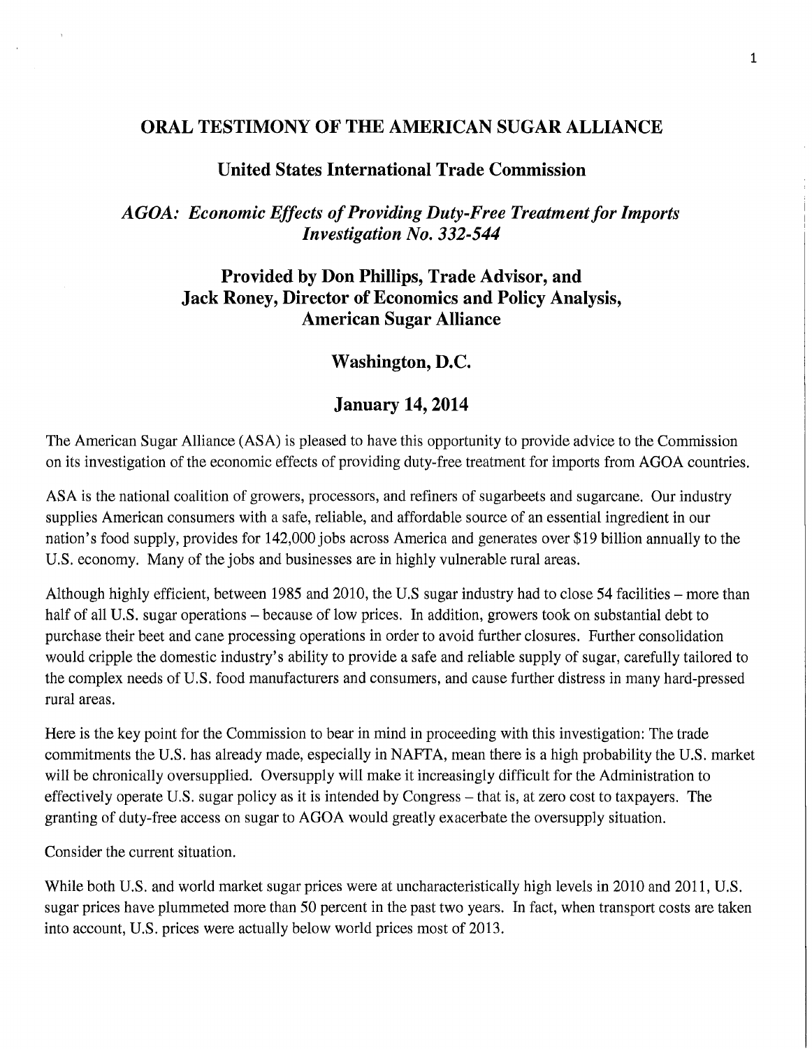# ORAL TESTIMONY OF THE AMERICAN SUGAR ALLIANCE

## United States International Trade Commission

### *AGOA: Economic Effects of Providing Duty-Free Treatment for Imports*
### *Investigation No. 332-544*

## Provided by Don Phillips, Trade Advisor, and Jack Roney, Director of Economics and Policy Analysis, American Sugar Alliance

## Washington, D.C.

## January 14, 2014

The American Sugar Alliance (ASA) is pleased to have this opportunity to provide advice to the Commission on its investigation of the economic effects of providing duty-free treatment for imports from AGOA countries.

ASA is the national coalition of growers, processors, and refiners of sugarbeets and sugarcane. Our industry supplies American consumers with a safe, reliable, and affordable source of an essential ingredient in our nation's food supply, provides for 142,000 jobs across America and generates over $19 billion annually to the U.S. economy. Many of the jobs and businesses are in highly vulnerable rural areas.

Although highly efficient, between 1985 and 2010, the U.S sugar industry had to close 54 facilities – more than half of all U.S. sugar operations – because of low prices. In addition, growers took on substantial debt to purchase their beet and cane processing operations in order to avoid further closures. Further consolidation would cripple the domestic industry's ability to provide a safe and reliable supply of sugar, carefully tailored to the complex needs of U.S. food manufacturers and consumers, and cause further distress in many hard-pressed rural areas.

Here is the key point for the Commission to bear in mind in proceeding with this investigation: The trade commitments the U.S. has already made, especially in NAFTA, mean there is a high probability the U.S. market will be chronically oversupplied. Oversupply will make it increasingly difficult for the Administration to effectively operate U.S. sugar policy as it is intended by Congress – that is, at zero cost to taxpayers. The granting of duty-free access on sugar to AGOA would greatly exacerbate the oversupply situation.

Consider the current situation.

While both U.S. and world market sugar prices were at uncharacteristically high levels in 2010 and 2011, U.S. sugar prices have plummeted more than 50 percent in the past two years. In fact, when transport costs are taken into account, U.S. prices were actually below world prices most of 2013.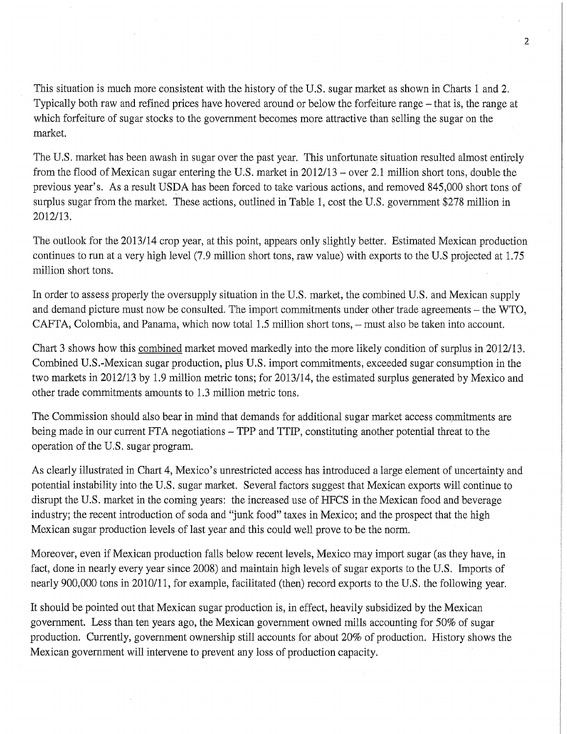This situation is much more consistent with the history of the U.S. sugar market as shown in Charts 1 and 2. Typically both raw and refined prices have hovered around or below the forfeiture range – that is, the range at which forfeiture of sugar stocks to the government becomes more attractive than selling the sugar on the market.

The U.S. market has been awash in sugar over the past year. This unfortunate situation resulted almost entirely from the flood of Mexican sugar entering the U.S. market in 2012/13 – over 2.1 million short tons, double the previous year's. As a result USDA has been forced to take various actions, and removed 845,000 short tons of surplus sugar from the market. These actions, outlined in Table 1, cost the U.S. government $278 million in 2012/13.

The outlook for the 2013/14 crop year, at this point, appears only slightly better. Estimated Mexican production continues to run at a very high level (7.9 million short tons, raw value) with exports to the U.S projected at 1.75 million short tons.

In order to assess properly the oversupply situation in the U.S. market, the combined U.S. and Mexican supply and demand picture must now be consulted. The import commitments under other trade agreements – the WTO, CAFTA, Colombia, and Panama, which now total 1.5 million short tons, – must also be taken into account.

Chart 3 shows how this <u>combined</u> market moved markedly into the more likely condition of surplus in 2012/13. Combined U.S.-Mexican sugar production, plus U.S. import commitments, exceeded sugar consumption in the two markets in 2012/13 by 1.9 million metric tons; for 2013/14, the estimated surplus generated by Mexico and other trade commitments amounts to 1.3 million metric tons.

The Commission should also bear in mind that demands for additional sugar market access commitments are being made in our current FTA negotiations – TPP and TTIP, constituting another potential threat to the operation of the U.S. sugar program.

As clearly illustrated in Chart 4, Mexico's unrestricted access has introduced a large element of uncertainty and potential instability into the U.S. sugar market. Several factors suggest that Mexican exports will continue to disrupt the U.S. market in the coming years: the increased use of HFCS in the Mexican food and beverage industry; the recent introduction of soda and "junk food" taxes in Mexico; and the prospect that the high Mexican sugar production levels of last year and this could well prove to be the norm.

Moreover, even if Mexican production falls below recent levels, Mexico may import sugar (as they have, in fact, done in nearly every year since 2008) and maintain high levels of sugar exports to the U.S. Imports of nearly 900,000 tons in 2010/11, for example, facilitated (then) record exports to the U.S. the following year.

It should be pointed out that Mexican sugar production is, in effect, heavily subsidized by the Mexican government. Less than ten years ago, the Mexican government owned mills accounting for 50% of sugar production. Currently, government ownership still accounts for about 20% of production. History shows the Mexican government will intervene to prevent any loss of production capacity.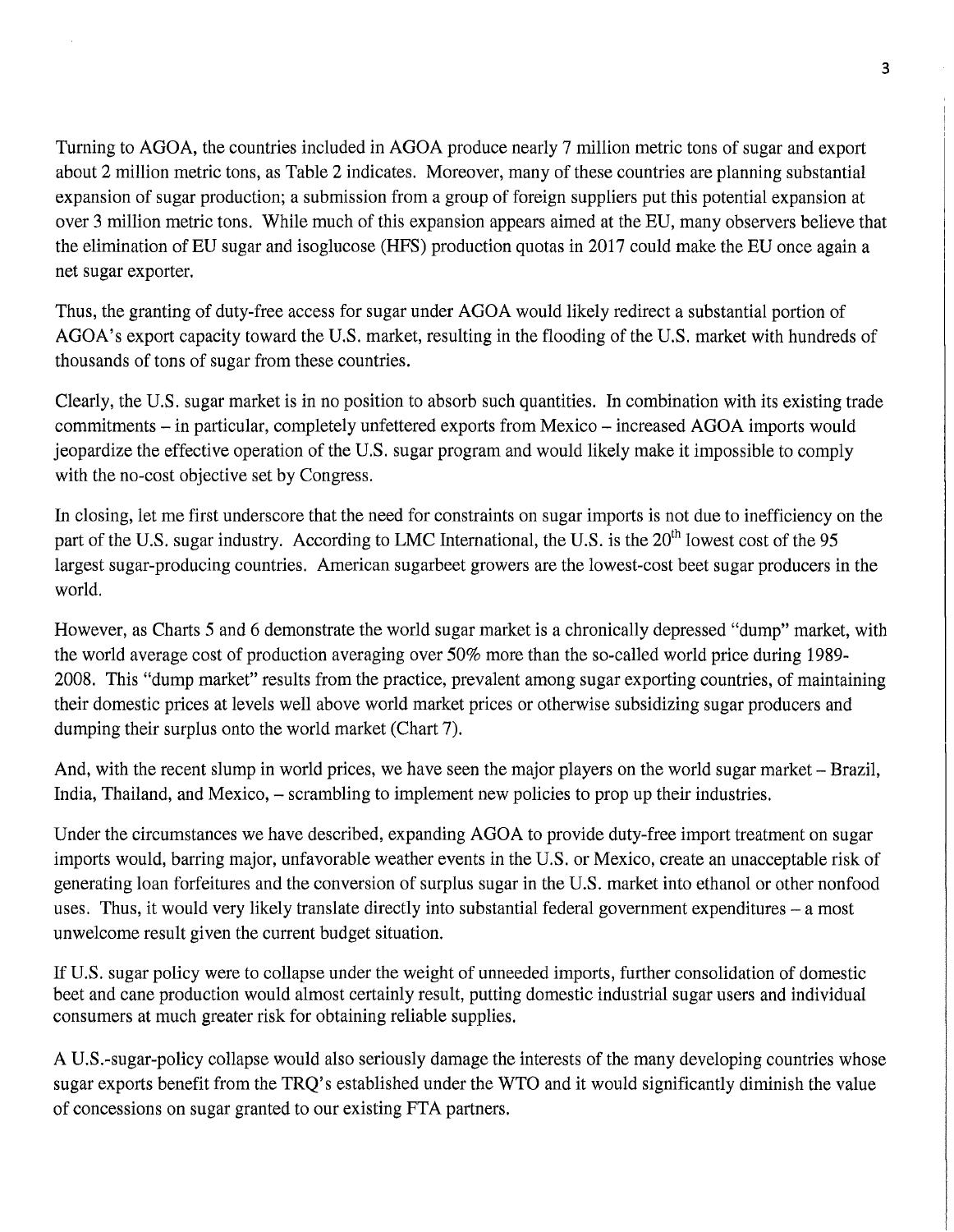Turning to AGOA, the countries included in AGOA produce nearly 7 million metric tons of sugar and export about 2 million metric tons, as Table 2 indicates. Moreover, many of these countries are planning substantial expansion of sugar production; a submission from a group of foreign suppliers put this potential expansion at over 3 million metric tons. While much of this expansion appears aimed at the EU, many observers believe that the elimination of EU sugar and isoglucose (HFS) production quotas in 2017 could make the EU once again a net sugar exporter.

Thus, the granting of duty-free access for sugar under AGOA would likely redirect a substantial portion of AGOA's export capacity toward the U.S. market, resulting in the flooding of the U.S. market with hundreds of thousands of tons of sugar from these countries.

Clearly, the U.S. sugar market is in no position to absorb such quantities. In combination with its existing trade commitments – in particular, completely unfettered exports from Mexico – increased AGOA imports would jeopardize the effective operation of the U.S. sugar program and would likely make it impossible to comply with the no-cost objective set by Congress.

In closing, let me first underscore that the need for constraints on sugar imports is not due to inefficiency on the part of the U.S. sugar industry. According to LMC International, the U.S. is the 20th lowest cost of the 95 largest sugar-producing countries. American sugarbeet growers are the lowest-cost beet sugar producers in the world.

However, as Charts 5 and 6 demonstrate the world sugar market is a chronically depressed "dump" market, with the world average cost of production averaging over 50% more than the so-called world price during 1989-2008. This "dump market" results from the practice, prevalent among sugar exporting countries, of maintaining their domestic prices at levels well above world market prices or otherwise subsidizing sugar producers and dumping their surplus onto the world market (Chart 7).

And, with the recent slump in world prices, we have seen the major players on the world sugar market – Brazil, India, Thailand, and Mexico, – scrambling to implement new policies to prop up their industries.

Under the circumstances we have described, expanding AGOA to provide duty-free import treatment on sugar imports would, barring major, unfavorable weather events in the U.S. or Mexico, create an unacceptable risk of generating loan forfeitures and the conversion of surplus sugar in the U.S. market into ethanol or other nonfood uses. Thus, it would very likely translate directly into substantial federal government expenditures – a most unwelcome result given the current budget situation.

If U.S. sugar policy were to collapse under the weight of unneeded imports, further consolidation of domestic beet and cane production would almost certainly result, putting domestic industrial sugar users and individual consumers at much greater risk for obtaining reliable supplies.

A U.S.-sugar-policy collapse would also seriously damage the interests of the many developing countries whose sugar exports benefit from the TRQ's established under the WTO and it would significantly diminish the value of concessions on sugar granted to our existing FTA partners.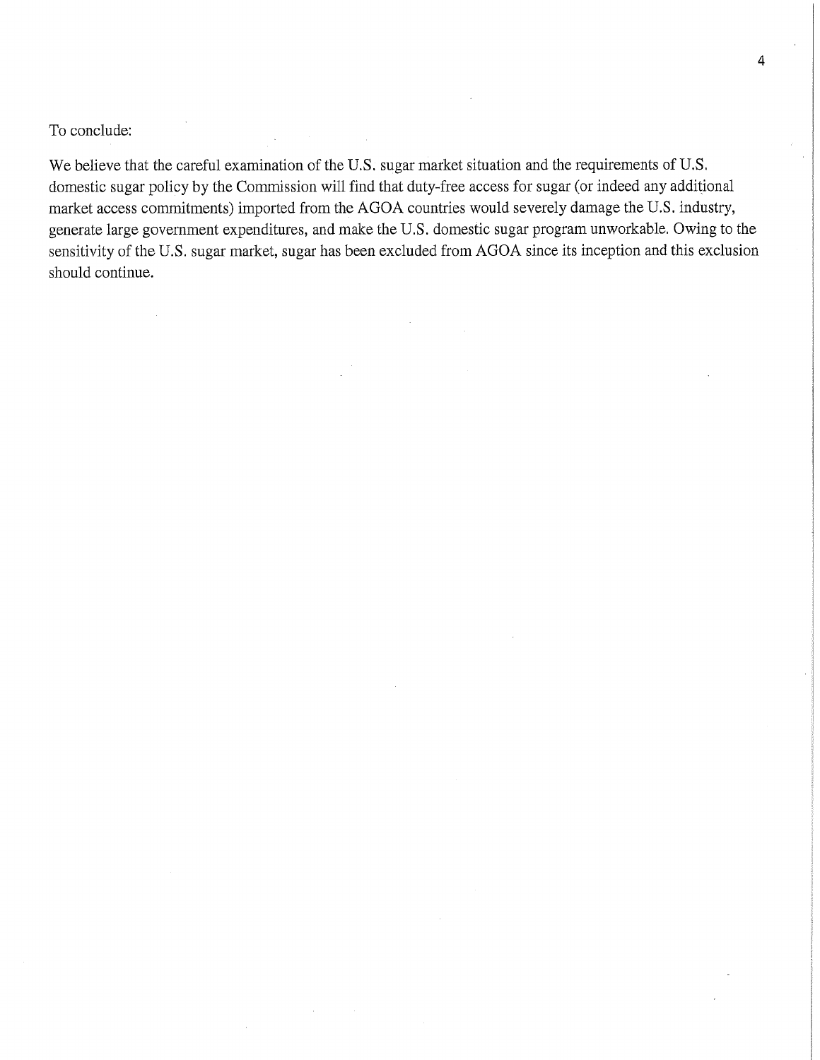To conclude:

We believe that the careful examination of the U.S. sugar market situation and the requirements of U.S. domestic sugar policy by the Commission will find that duty-free access for sugar (or indeed any additional market access commitments) imported from the AGOA countries would severely damage the U.S. industry, generate large government expenditures, and make the U.S. domestic sugar program unworkable. Owing to the sensitivity of the U.S. sugar market, sugar has been excluded from AGOA since its inception and this exclusion should continue.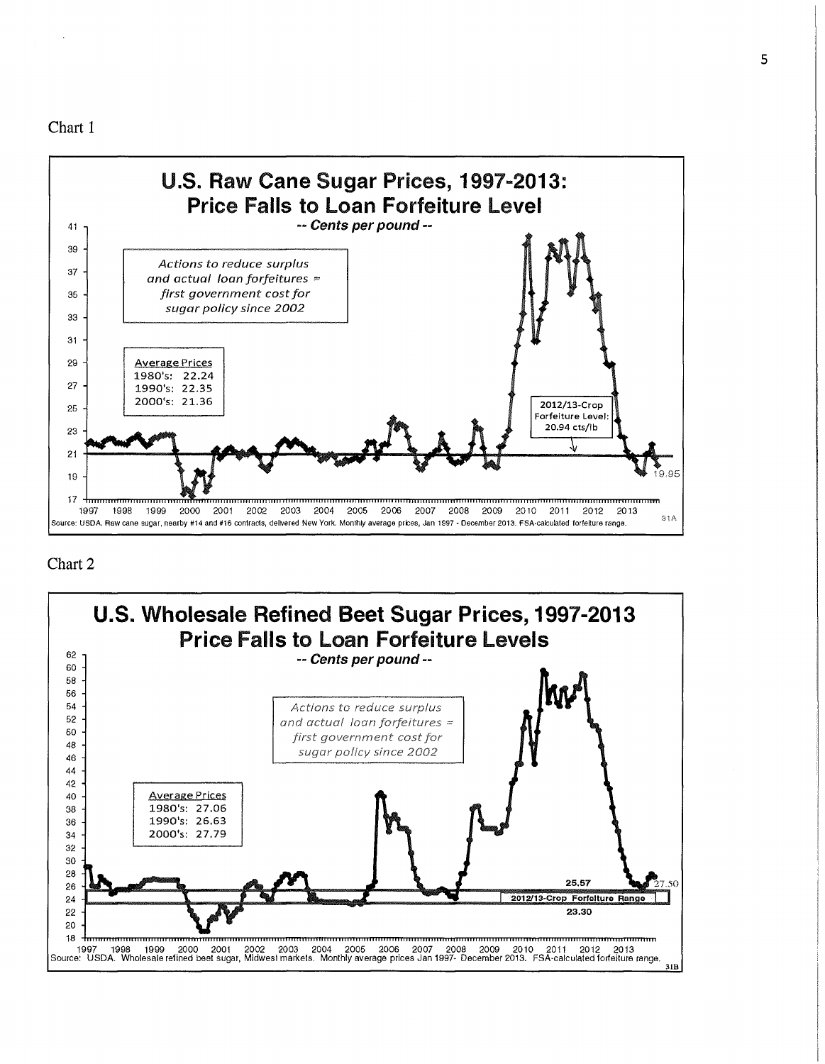Chart 1

**U.S. Raw Cane Sugar Prices, 1997-2013: Price Falls to Loan Forfeiture Level**

*-- Cents per pound --*

*Actions to reduce surplus and actual loan forfeitures = first government cost for sugar policy since 2002*

Average Prices
1980's: 22.24
1990's: 22.35
2000's: 21.36

2012/13-Crop Forfeiture Level: 20.94 cts/lb

19.95

Source: USDA. Raw cane sugar, nearby #14 and #16 contracts, delivered New York. Monthly average prices, Jan 1997 - December 2013. FSA-calculated forfeiture range.

Chart 2

**U.S. Wholesale Refined Beet Sugar Prices, 1997-2013 Price Falls to Loan Forfeiture Levels**

*-- Cents per pound --*

*Actions to reduce surplus and actual loan forfeitures = first government cost for sugar policy since 2002*

Average Prices
1980's: 27.06
1990's: 26.63
2000's: 27.79

25.57

2012/13-Crop Forfeiture Range

23.30

27.50

Source: USDA. Wholesale refined beet sugar, Midwest markets. Monthly average prices Jan 1997- December 2013. FSA-calculated forfeiture range.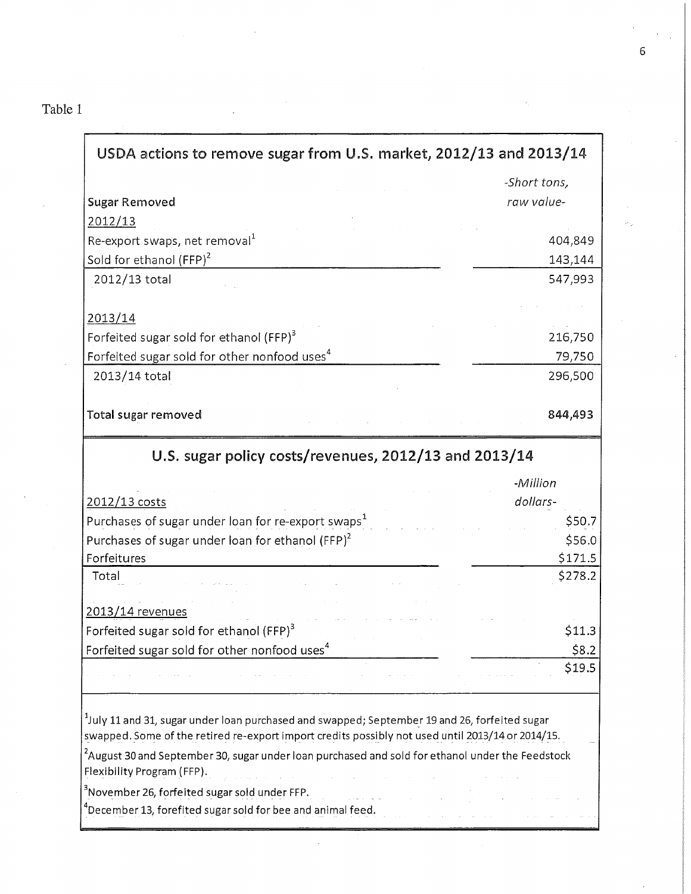Table 1

| USDA actions to remove sugar from U.S. market, 2012/13 and 2013/14 | |
|---|---|
| **Sugar Removed** | *-Short tons, raw value-* |
| 2012/13 | |
| Re-export swaps, net removal[1] | 404,849 |
| Sold for ethanol (FFP)[2] | 143,144 |
| 2012/13 total | 547,993 |
| | |
| 2013/14 | |
| Forfeited sugar sold for ethanol (FFP)[3] | 216,750 |
| Forfeited sugar sold for other nonfood uses[4] | 79,750 |
| 2013/14 total | 296,500 |
| | |
| **Total sugar removed** | **844,493** |

| U.S. sugar policy costs/revenues, 2012/13 and 2013/14 | |
|---|---|
| 2012/13 costs | *-Million dollars-* |
| Purchases of sugar under loan for re-export swaps[1] | $50.7 |
| Purchases of sugar under loan for ethanol (FFP)[2] | $56.0 |
| Forfeitures | $171.5 |
| Total | $278.2 |
| | |
| 2013/14 revenues | |
| Forfeited sugar sold for ethanol (FFP)[3] | $11.3 |
| Forfeited sugar sold for other nonfood uses[4] | $8.2 |
| | $19.5 |

[1]July 11 and 31, sugar under loan purchased and swapped; September 19 and 26, forfeited sugar swapped. Some of the retired re-export import credits possibly not used until 2013/14 or 2014/15.

[2]August 30 and September 30, sugar under loan purchased and sold for ethanol under the Feedstock Flexibility Program (FFP).

[3]November 26, forfeited sugar sold under FFP.

[4]December 13, forefited sugar sold for bee and animal feed.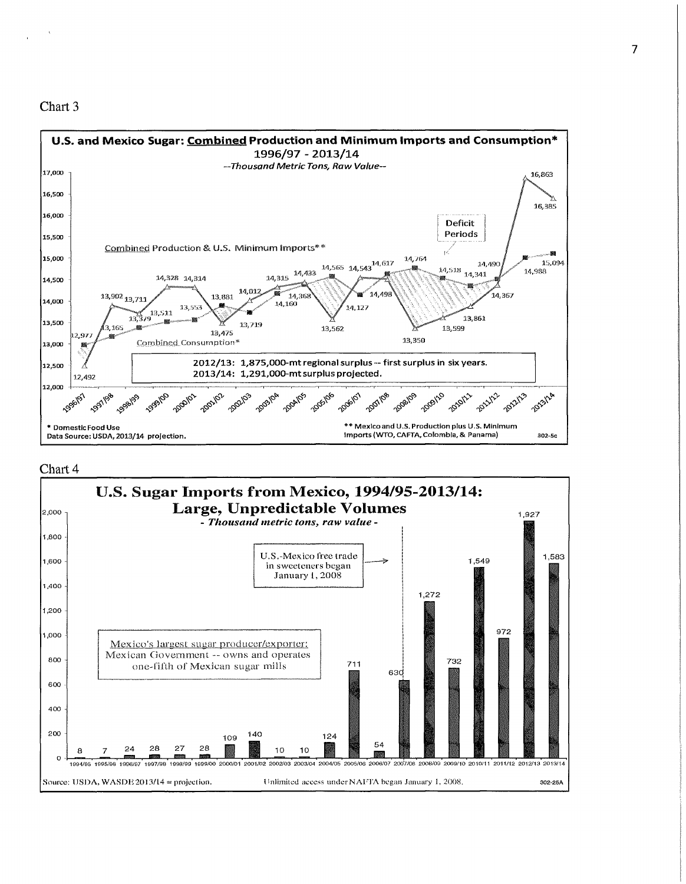Chart 3

**U.S. and Mexico Sugar: Combined Production and Minimum Imports and Consumption***

**1996/97 - 2013/14**

*--Thousand Metric Tons, Raw Value--*

Combined Production & U.S. Minimum Imports**

Combined Consumption*

Deficit Periods

**2012/13: 1,875,000-mt regional surplus -- first surplus in six years.**
**2013/14: 1,291,000-mt surplus projected.**

\* Domestic Food Use
Data Source: USDA, 2013/14 projection.

\*\* Mexico and U.S. Production plus U.S. Minimum Imports (WTO, CAFTA, Colombia, & Panama)

302-5c

Chart 4

**U.S. Sugar Imports from Mexico, 1994/95-2013/14: Large, Unpredictable Volumes**

***- Thousand metric tons, raw value -***

| Year | Imports |
| --- | --- |
| 1994/95 | 8 |
| 1995/96 | 7 |
| 1996/97 | 24 |
| 1997/98 | 28 |
| 1998/99 | 27 |
| 1999/00 | 28 |
| 2000/01 | 109 |
| 2001/02 | 140 |
| 2002/03 | 10 |
| 2003/04 | 10 |
| 2004/05 | 124 |
| 2005/06 | 711 |
| 2006/07 | 54 |
| 2007/08 | 630 |
| 2008/09 | 1,272 |
| 2009/10 | 732 |
| 2010/11 | 1,549 |
| 2011/12 | 972 |
| 2012/13 | 1,927 |
| 2013/14 | 1,583 |

U.S.-Mexico free trade in sweeteners began January 1, 2008

Mexico's largest sugar producer/exporter: Mexican Government -- owns and operates one-fifth of Mexican sugar mills

Source: USDA, WASDE 2013/14 = projection. Unlimited access under NAFTA began January 1, 2008.

302-25A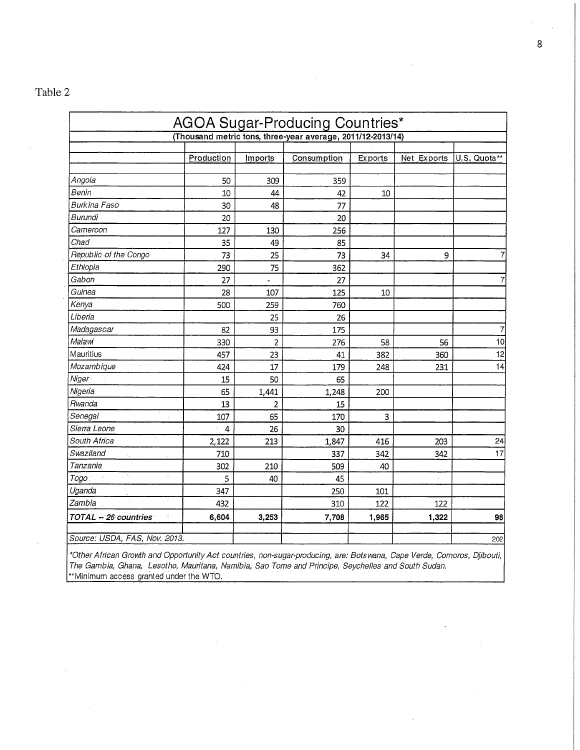Table 2

| AGOA Sugar-Producing Countries* | | | | | | |
|---|---|---|---|---|---|---|
| (Thousand metric tons, three-year average, 2011/12-2013/14) | | | | | | |
| | Production | Imports | Consumption | Exports | Net Exports | U.S. Quota** |
| *Angola* | 50 | 309 | 359 | | | |
| *Benin* | 10 | 44 | 42 | 10 | | |
| *Burkina Faso* | 30 | 48 | 77 | | | |
| *Burundi* | 20 | | 20 | | | |
| *Cameroon* | 127 | 130 | 256 | | | |
| *Chad* | 35 | 49 | 85 | | | |
| *Republic of the Congo* | 73 | 25 | 73 | 34 | 9 | 7 |
| *Ethiopia* | 290 | 75 | 362 | | | |
| *Gabon* | 27 | - | 27 | | | 7 |
| *Guinea* | 28 | 107 | 125 | 10 | | |
| *Kenya* | 500 | 259 | 760 | | | |
| *Liberia* | | 25 | 26 | | | |
| *Madagascar* | 82 | 93 | 175 | | | 7 |
| *Malawi* | 330 | 2 | 276 | 58 | 56 | 10 |
| Mauritius | 457 | 23 | 41 | 382 | 360 | 12 |
| *Mozambique* | 424 | 17 | 179 | 248 | 231 | 14 |
| *Niger* | 15 | 50 | 65 | | | |
| *Nigeria* | 65 | 1,441 | 1,248 | 200 | | |
| *Rwanda* | 13 | 2 | 15 | | | |
| *Senegal* | 107 | 65 | 170 | 3 | | |
| *Sierra Leone* | 4 | 26 | 30 | | | |
| *South Africa* | 2,122 | 213 | 1,847 | 416 | 203 | 24 |
| *Swaziland* | 710 | | 337 | 342 | 342 | 17 |
| *Tanzania* | 302 | 210 | 509 | 40 | | |
| *Togo* | 5 | 40 | 45 | | | |
| *Uganda* | 347 | | 250 | 101 | | |
| *Zambia* | 432 | | 310 | 122 | 122 | |
| ***TOTAL – 26 countries*** | **6,604** | **3,253** | **7,708** | **1,965** | **1,322** | **98** |
| *Source: USDA, FAS, Nov. 2013.* | | | | | | 202 |

*Other African Growth and Opportunity Act countries, non-sugar-producing, are: Botswana, Cape Verde, Comoros, Djibouti, The Gambia, Ghana, Lesotho, Mauritana, Namibia, Sao Tome and Principe, Seychelles and South Sudan.

**Minimum access granted under the WTO.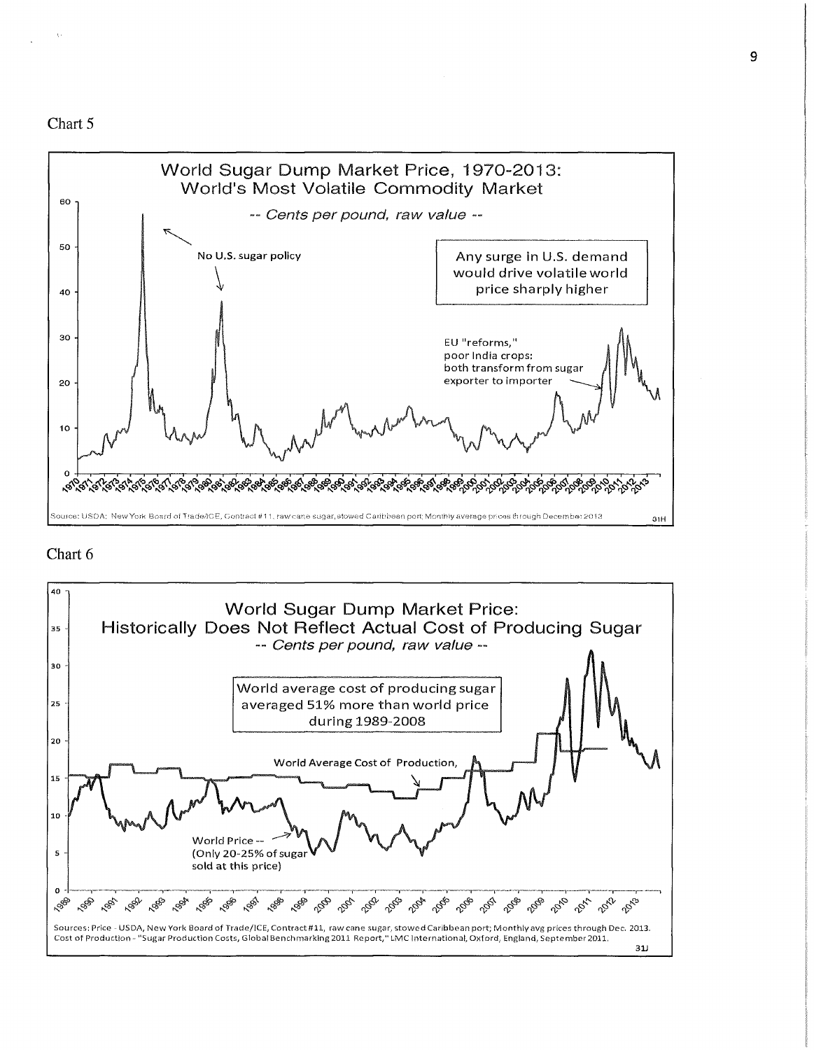Chart 5

World Sugar Dump Market Price, 1970-2013:
World's Most Volatile Commodity Market

*-- Cents per pound, raw value --*

No U.S. sugar policy

Any surge in U.S. demand would drive volatile world price sharply higher

EU "reforms," poor India crops: both transform from sugar exporter to importer

Source: USDA; New York Board of Trade/ICE, Contract #11, raw cane sugar, stowed Caribbean port; Monthly average prices through December 2013

31H

Chart 6

World Sugar Dump Market Price:
Historically Does Not Reflect Actual Cost of Producing Sugar

*-- Cents per pound, raw value --*

World average cost of producing sugar averaged 51% more than world price during 1989-2008

World Average Cost of Production,

World Price -- (Only 20-25% of sugar sold at this price)

Sources: Price - USDA, New York Board of Trade/ICE, Contract #11, raw cane sugar, stowed Caribbean port; Monthly avg prices through Dec. 2013. Cost of Production - "Sugar Production Costs, Global Benchmarking 2011 Report," LMC International, Oxford, England, September 2011.

31J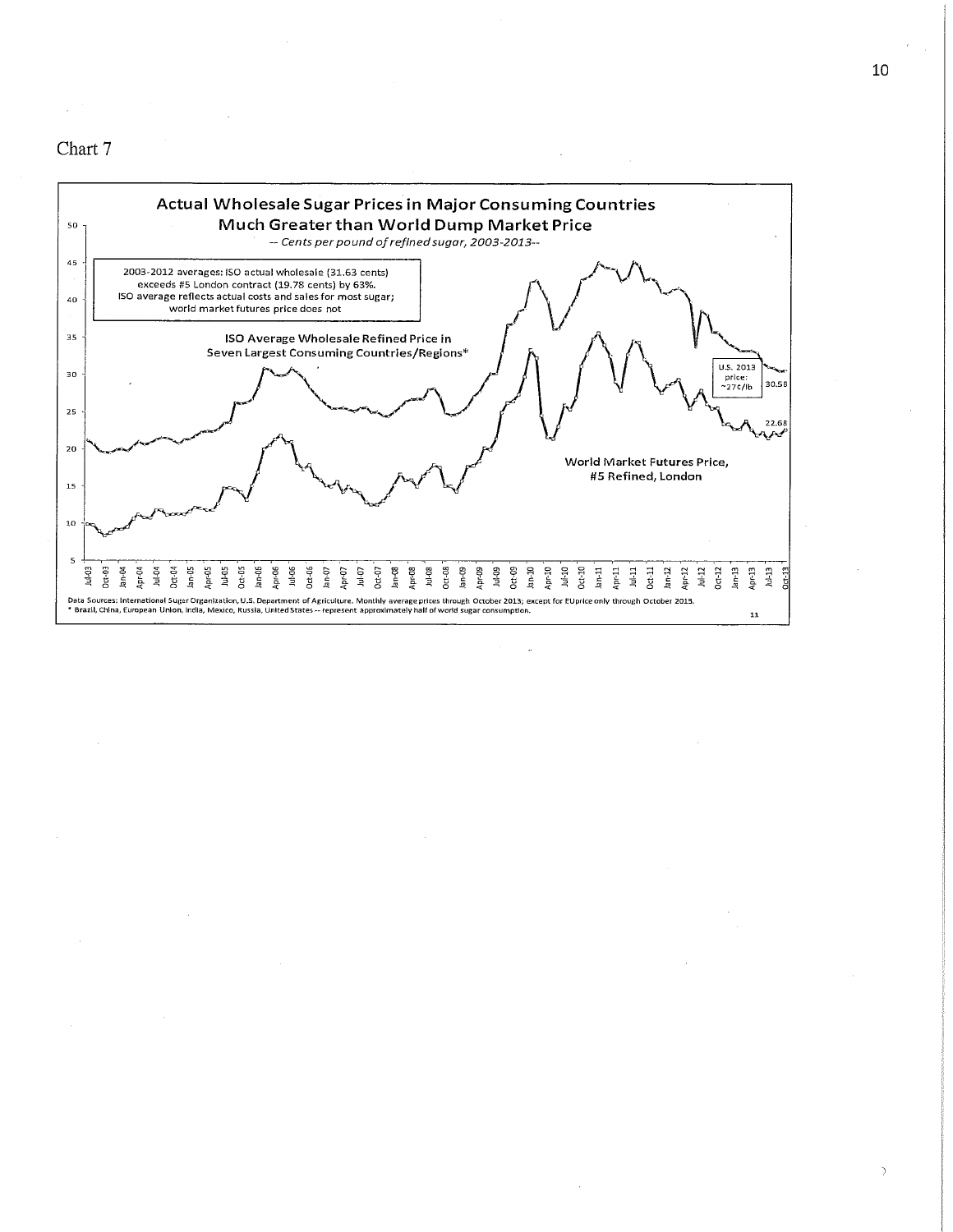Chart 7

Actual Wholesale Sugar Prices in Major Consuming Countries
Much Greater than World Dump Market Price

*-- Cents per pound of refined sugar, 2003-2013--*

2003-2012 averages: ISO actual wholesale (31.63 cents) exceeds #5 London contract (19.78 cents) by 63%.
ISO average reflects actual costs and sales for most sugar; world market futures price does not

ISO Average Wholesale Refined Price in Seven Largest Consuming Countries/Regions*

World Market Futures Price, #5 Refined, London

U.S. 2013 price: ~27¢/lb

30.58

22.68

50
45
40
35
30
25
20
15
10
5

Jul-03 Oct-03 Jan-04 Apr-04 Jul-04 Oct-04 Jan-05 Apr-05 Jul-05 Oct-05 Jan-06 Apr-06 Jul-06 Oct-06 Jan-07 Apr-07 Jul-07 Oct-07 Jan-08 Apr-08 Jul-08 Oct-08 Jan-09 Apr-09 Jul-09 Oct-09 Jan-10 Apr-10 Jul-10 Oct-10 Jan-11 Apr-11 Jul-11 Oct-11 Jan-12 Apr-12 Jul-12 Oct-12 Jan-13 Apr-13 Jul-13 Oct-13

Data Sources: International Sugar Organization, U.S. Department of Agriculture. Monthly average prices through October 2013; except for EUprice only through October 2013.
* Brazil, China, European Union, India, Mexico, Russia, United States -- represent approximately half of world sugar consumption.

11